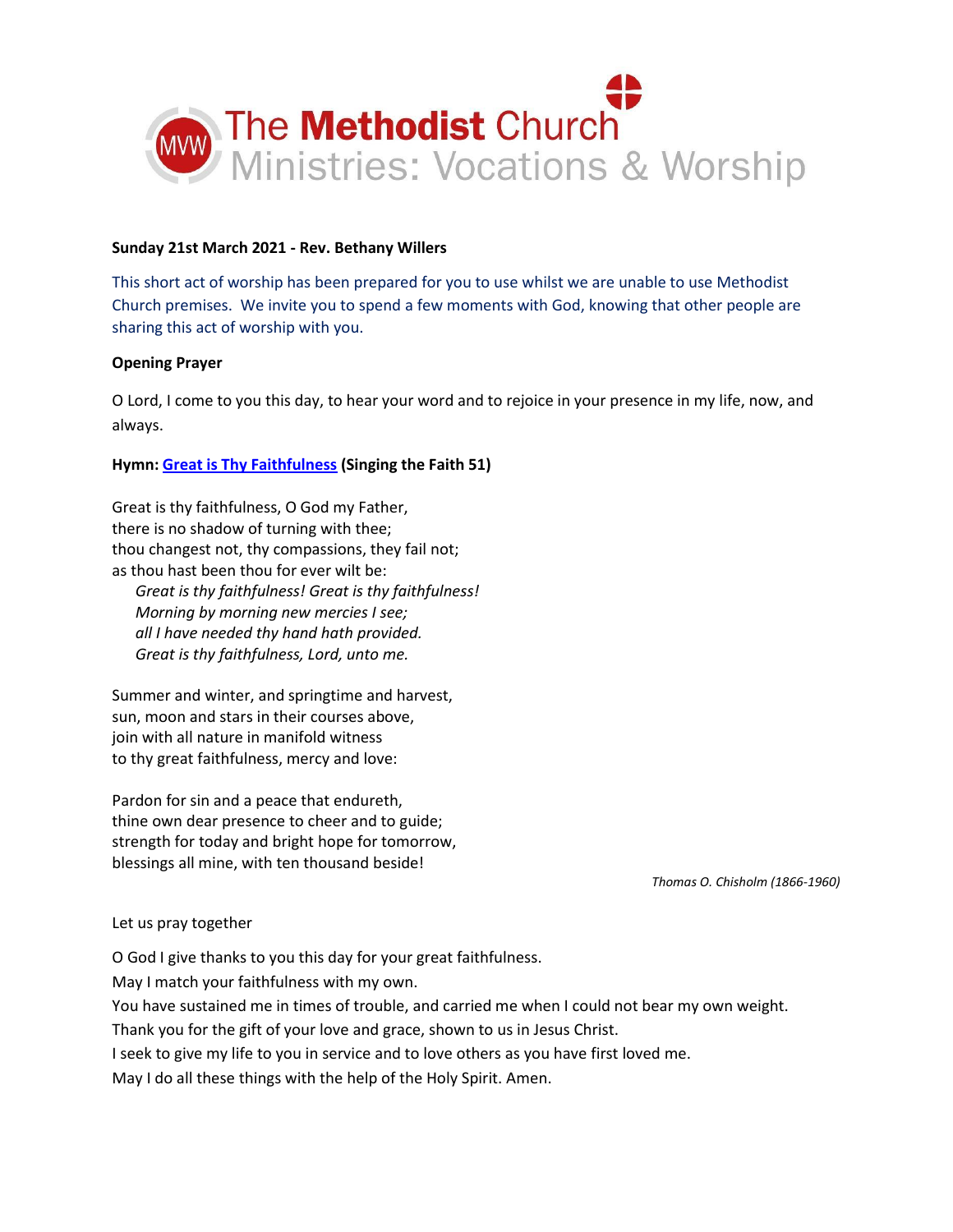# The Methodist Church
## Ministries: Vocations & Worship

**Sunday 21st March 2021 - Rev. Bethany Willers**

This short act of worship has been prepared for you to use whilst we are unable to use Methodist Church premises. We invite you to spend a few moments with God, knowing that other people are sharing this act of worship with you.

**Opening Prayer**

O Lord, I come to you this day, to hear your word and to rejoice in your presence in my life, now, and always.

**Hymn: Great is Thy Faithfulness (Singing the Faith 51)**

Great is thy faithfulness, O God my Father,  
there is no shadow of turning with thee;  
thou changest not, thy compassions, they fail not;  
as thou hast been thou for ever wilt be:  
*Great is thy faithfulness! Great is thy faithfulness!*  
*Morning by morning new mercies I see;*  
*all I have needed thy hand hath provided.*  
*Great is thy faithfulness, Lord, unto me.*

Summer and winter, and springtime and harvest,  
sun, moon and stars in their courses above,  
join with all nature in manifold witness  
to thy great faithfulness, mercy and love:

Pardon for sin and a peace that endureth,  
thine own dear presence to cheer and to guide;  
strength for today and bright hope for tomorrow,  
blessings all mine, with ten thousand beside!

*Thomas O. Chisholm (1866-1960)*

Let us pray together

O God I give thanks to you this day for your great faithfulness.  
May I match your faithfulness with my own.  
You have sustained me in times of trouble, and carried me when I could not bear my own weight.  
Thank you for the gift of your love and grace, shown to us in Jesus Christ.  
I seek to give my life to you in service and to love others as you have first loved me.  
May I do all these things with the help of the Holy Spirit. Amen.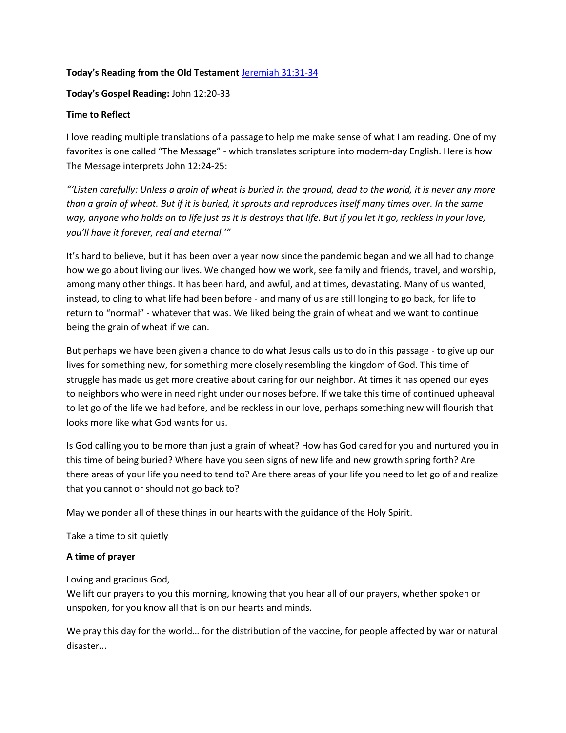**Today's Reading from the Old Testament** [Jeremiah 31:31-34]()

**Today's Gospel Reading:** John 12:20-33

**Time to Reflect**

I love reading multiple translations of a passage to help me make sense of what I am reading. One of my favorites is one called "The Message" - which translates scripture into modern-day English. Here is how The Message interprets John 12:24-25:

*"'Listen carefully: Unless a grain of wheat is buried in the ground, dead to the world, it is never any more than a grain of wheat. But if it is buried, it sprouts and reproduces itself many times over. In the same way, anyone who holds on to life just as it is destroys that life. But if you let it go, reckless in your love, you'll have it forever, real and eternal.'"*

It's hard to believe, but it has been over a year now since the pandemic began and we all had to change how we go about living our lives. We changed how we work, see family and friends, travel, and worship, among many other things. It has been hard, and awful, and at times, devastating. Many of us wanted, instead, to cling to what life had been before - and many of us are still longing to go back, for life to return to "normal" - whatever that was. We liked being the grain of wheat and we want to continue being the grain of wheat if we can.

But perhaps we have been given a chance to do what Jesus calls us to do in this passage - to give up our lives for something new, for something more closely resembling the kingdom of God. This time of struggle has made us get more creative about caring for our neighbor. At times it has opened our eyes to neighbors who were in need right under our noses before. If we take this time of continued upheaval to let go of the life we had before, and be reckless in our love, perhaps something new will flourish that looks more like what God wants for us.

Is God calling you to be more than just a grain of wheat? How has God cared for you and nurtured you in this time of being buried? Where have you seen signs of new life and new growth spring forth? Are there areas of your life you need to tend to? Are there areas of your life you need to let go of and realize that you cannot or should not go back to?

May we ponder all of these things in our hearts with the guidance of the Holy Spirit.

Take a time to sit quietly

**A time of prayer**

Loving and gracious God,
We lift our prayers to you this morning, knowing that you hear all of our prayers, whether spoken or unspoken, for you know all that is on our hearts and minds.

We pray this day for the world… for the distribution of the vaccine, for people affected by war or natural disaster...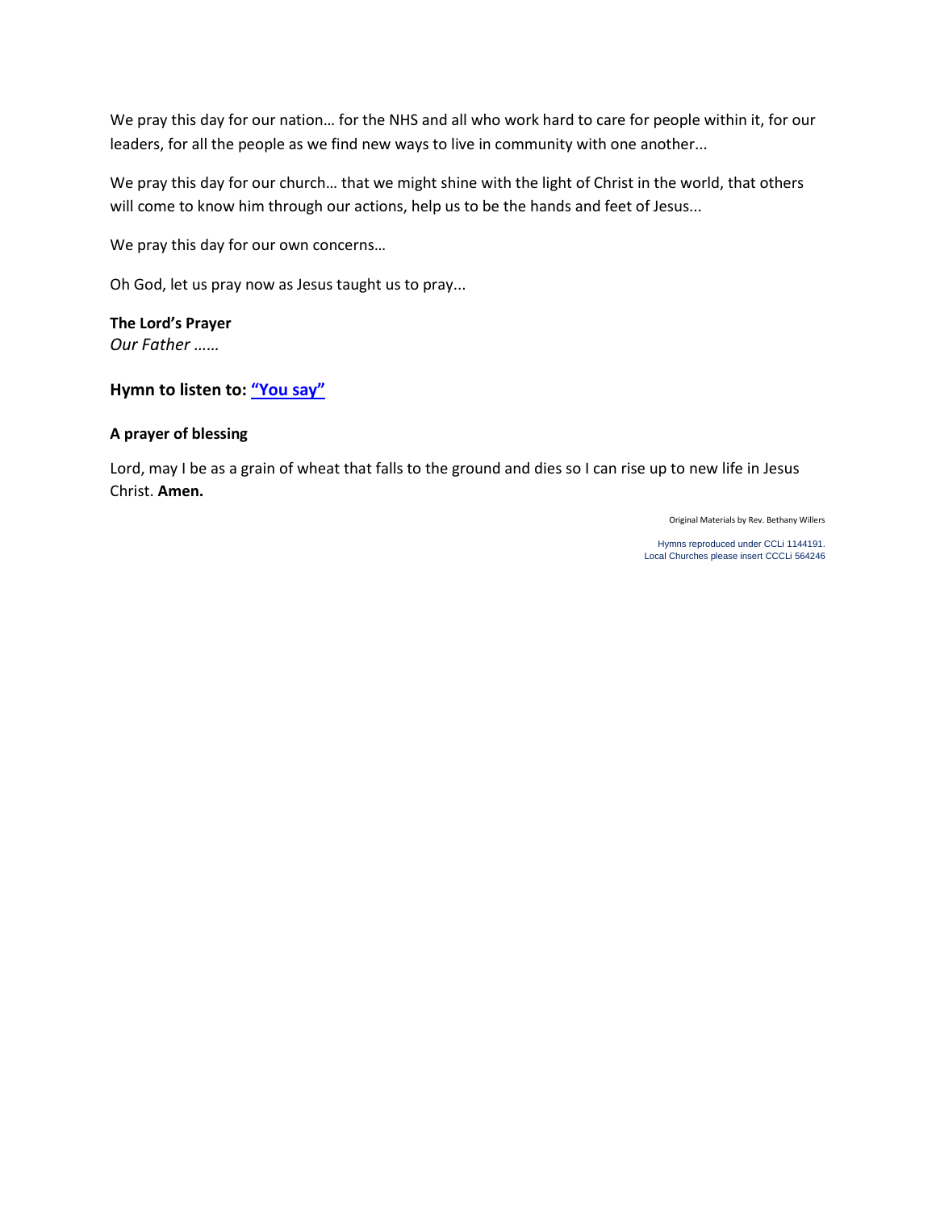We pray this day for our nation… for the NHS and all who work hard to care for people within it, for our leaders, for all the people as we find new ways to live in community with one another...

We pray this day for our church… that we might shine with the light of Christ in the world, that others will come to know him through our actions, help us to be the hands and feet of Jesus...

We pray this day for our own concerns…

Oh God, let us pray now as Jesus taught us to pray...

**The Lord's Prayer**
*Our Father ……*

### Hymn to listen to: "You say"

**A prayer of blessing**

Lord, may I be as a grain of wheat that falls to the ground and dies so I can rise up to new life in Jesus Christ. **Amen.**

Original Materials by Rev. Bethany Willers

Hymns reproduced under CCLi 1144191.
Local Churches please insert CCCLi 564246